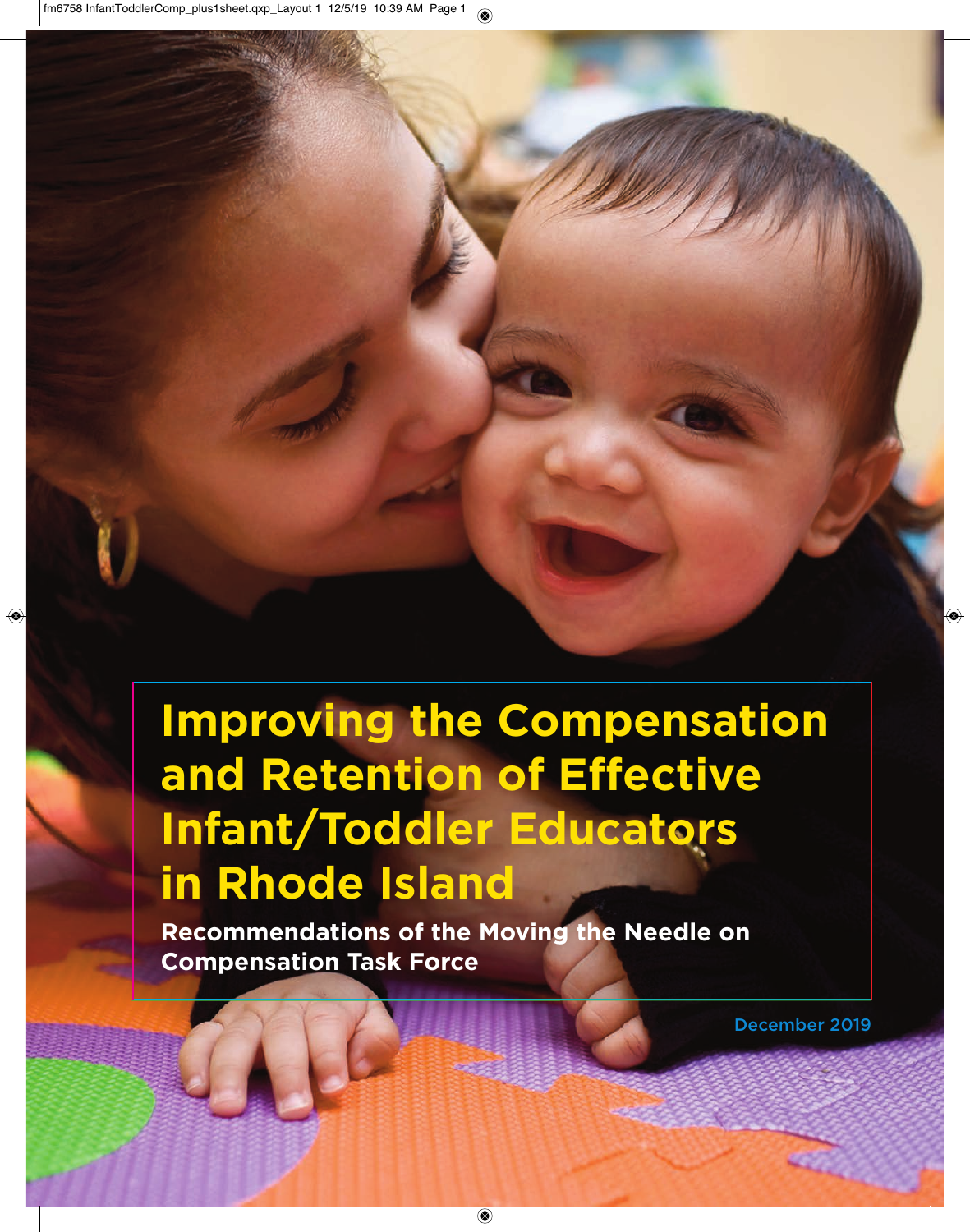# Improving the Compensation and Retention of Effective Infant/Toddler Educators in Rhode Island

**Recommendations of the Moving the Needle on Compensation Task Force**

December 2019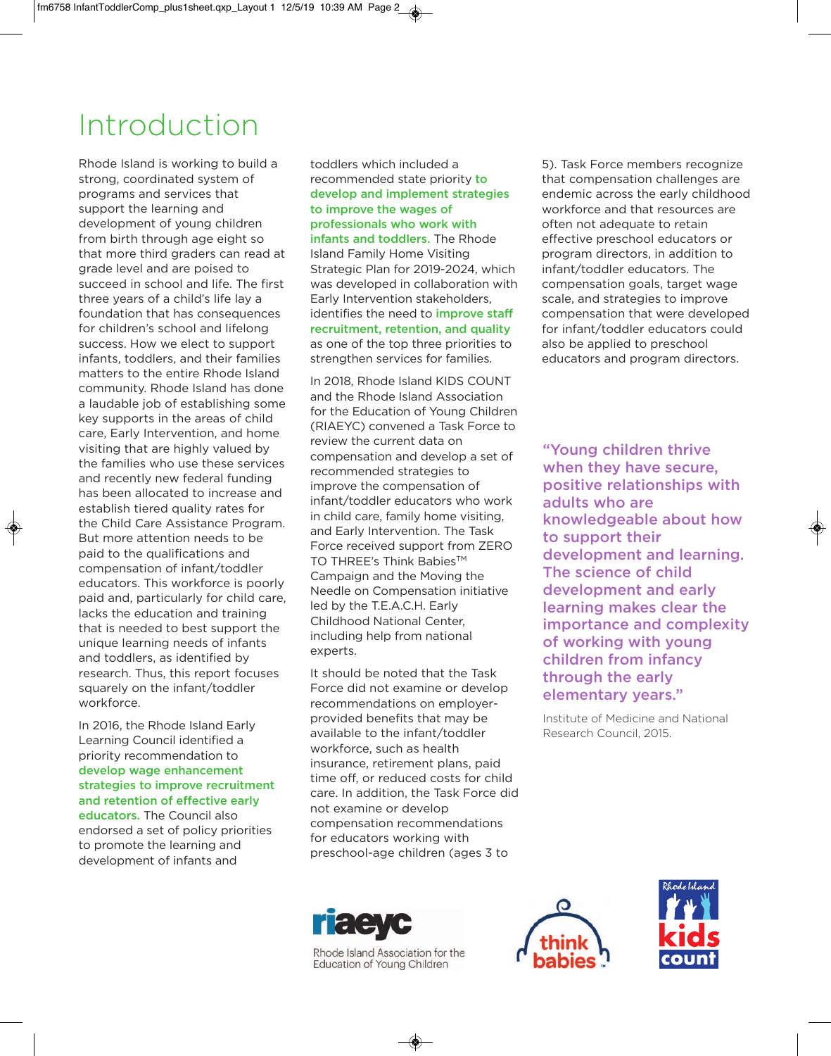# Introduction

Rhode Island is working to build a strong, coordinated system of programs and services that support the learning and development of young children from birth through age eight so that more third graders can read at grade level and are poised to succeed in school and life. The first three years of a child's life lay a foundation that has consequences for children's school and lifelong success. How we elect to support infants, toddlers, and their families matters to the entire Rhode Island community. Rhode Island has done a laudable job of establishing some key supports in the areas of child care, Early Intervention, and home visiting that are highly valued by the families who use these services and recently new federal funding has been allocated to increase and establish tiered quality rates for the Child Care Assistance Program. But more attention needs to be paid to the qualifications and compensation of infant/toddler educators. This workforce is poorly paid and, particularly for child care, lacks the education and training that is needed to best support the unique learning needs of infants and toddlers, as identified by research. Thus, this report focuses squarely on the infant/toddler workforce.

In 2016, the Rhode Island Early Learning Council identified a priority recommendation to **develop wage enhancement strategies to improve recruitment and retention of effective early educators.** The Council also endorsed a set of policy priorities to promote the learning and development of infants and toddlers which included a recommended state priority **to develop and implement strategies to improve the wages of professionals who work with infants and toddlers.** The Rhode Island Family Home Visiting Strategic Plan for 2019-2024, which was developed in collaboration with Early Intervention stakeholders, identifies the need to **improve staff recruitment, retention, and quality** as one of the top three priorities to strengthen services for families.

In 2018, Rhode Island KIDS COUNT and the Rhode Island Association for the Education of Young Children (RIAEYC) convened a Task Force to review the current data on compensation and develop a set of recommended strategies to improve the compensation of infant/toddler educators who work in child care, family home visiting, and Early Intervention. The Task Force received support from ZERO TO THREE's Think Babies™ Campaign and the Moving the Needle on Compensation initiative led by the T.E.A.C.H. Early Childhood National Center, including help from national experts.

It should be noted that the Task Force did not examine or develop recommendations on employer-provided benefits that may be available to the infant/toddler workforce, such as health insurance, retirement plans, paid time off, or reduced costs for child care. In addition, the Task Force did not examine or develop compensation recommendations for educators working with preschool-age children (ages 3 to 5). Task Force members recognize that compensation challenges are endemic across the early childhood workforce and that resources are often not adequate to retain effective preschool educators or program directors, in addition to infant/toddler educators. The compensation goals, target wage scale, and strategies to improve compensation that were developed for infant/toddler educators could also be applied to preschool educators and program directors.

**"Young children thrive when they have secure, positive relationships with adults who are knowledgeable about how to support their development and learning. The science of child development and early learning makes clear the importance and complexity of working with young children from infancy through the early elementary years."**

Institute of Medicine and National Research Council, 2015.

riaeyc — Rhode Island Association for the Education of Young Children

think babies

Rhode Island kids count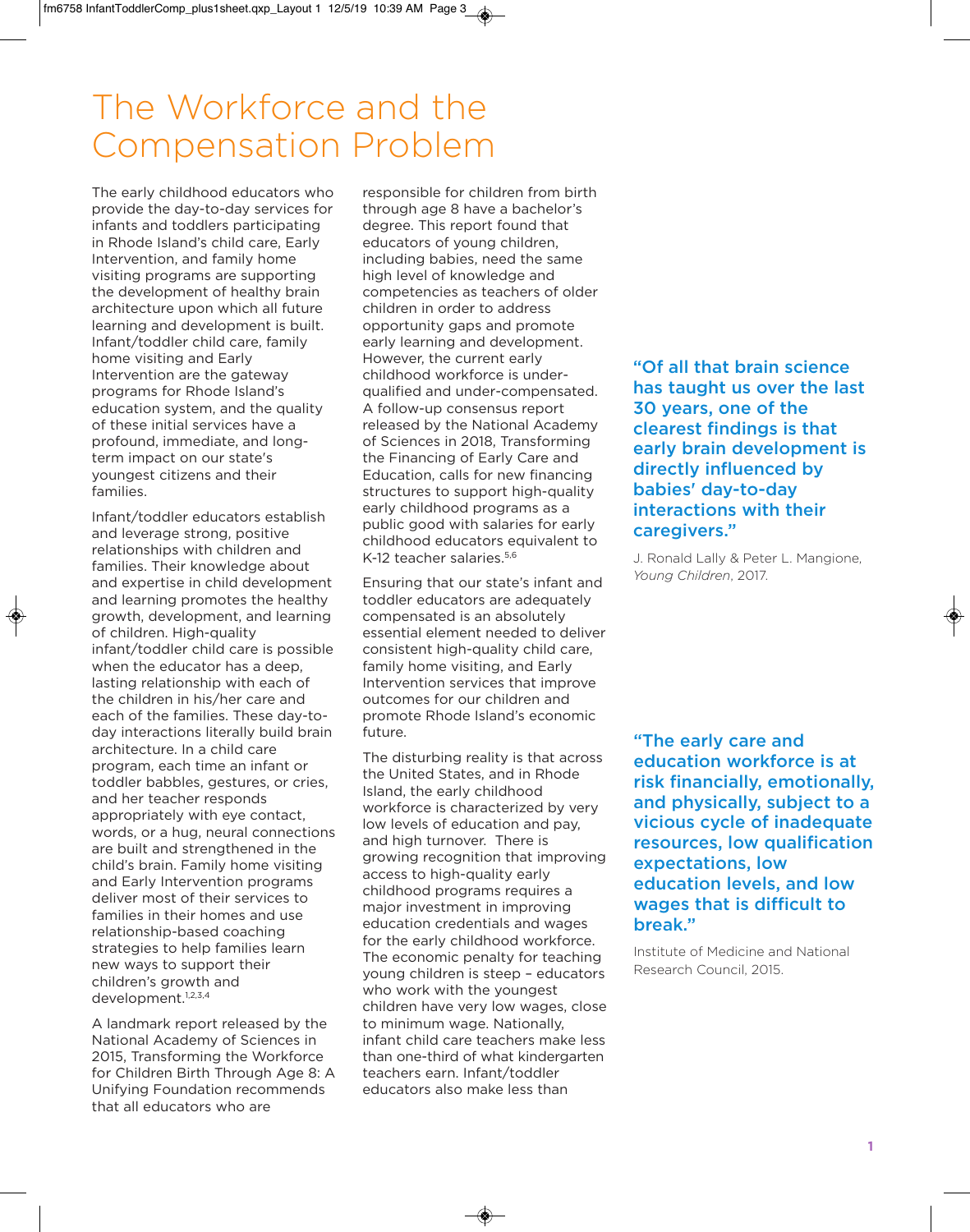# The Workforce and the Compensation Problem

The early childhood educators who provide the day-to-day services for infants and toddlers participating in Rhode Island's child care, Early Intervention, and family home visiting programs are supporting the development of healthy brain architecture upon which all future learning and development is built. Infant/toddler child care, family home visiting and Early Intervention are the gateway programs for Rhode Island's education system, and the quality of these initial services have a profound, immediate, and long-term impact on our state's youngest citizens and their families.

Infant/toddler educators establish and leverage strong, positive relationships with children and families. Their knowledge about and expertise in child development and learning promotes the healthy growth, development, and learning of children. High-quality infant/toddler child care is possible when the educator has a deep, lasting relationship with each of the children in his/her care and each of the families. These day-to-day interactions literally build brain architecture. In a child care program, each time an infant or toddler babbles, gestures, or cries, and her teacher responds appropriately with eye contact, words, or a hug, neural connections are built and strengthened in the child's brain. Family home visiting and Early Intervention programs deliver most of their services to families in their homes and use relationship-based coaching strategies to help families learn new ways to support their children's growth and development.[1,2,3,4]

A landmark report released by the National Academy of Sciences in 2015, Transforming the Workforce for Children Birth Through Age 8: A Unifying Foundation recommends that all educators who are responsible for children from birth through age 8 have a bachelor's degree. This report found that educators of young children, including babies, need the same high level of knowledge and competencies as teachers of older children in order to address opportunity gaps and promote early learning and development. However, the current early childhood workforce is under-qualified and under-compensated. A follow-up consensus report released by the National Academy of Sciences in 2018, Transforming the Financing of Early Care and Education, calls for new financing structures to support high-quality early childhood programs as a public good with salaries for early childhood educators equivalent to K-12 teacher salaries.[5,6]

Ensuring that our state's infant and toddler educators are adequately compensated is an absolutely essential element needed to deliver consistent high-quality child care, family home visiting, and Early Intervention services that improve outcomes for our children and promote Rhode Island's economic future.

The disturbing reality is that across the United States, and in Rhode Island, the early childhood workforce is characterized by very low levels of education and pay, and high turnover. There is growing recognition that improving access to high-quality early childhood programs requires a major investment in improving education credentials and wages for the early childhood workforce. The economic penalty for teaching young children is steep – educators who work with the youngest children have very low wages, close to minimum wage. Nationally, infant child care teachers make less than one-third of what kindergarten teachers earn. Infant/toddler educators also make less than

**"Of all that brain science has taught us over the last 30 years, one of the clearest findings is that early brain development is directly influenced by babies' day-to-day interactions with their caregivers."**

J. Ronald Lally & Peter L. Mangione, *Young Children*, 2017.

**"The early care and education workforce is at risk financially, emotionally, and physically, subject to a vicious cycle of inadequate resources, low qualification expectations, low education levels, and low wages that is difficult to break."**

Institute of Medicine and National Research Council, 2015.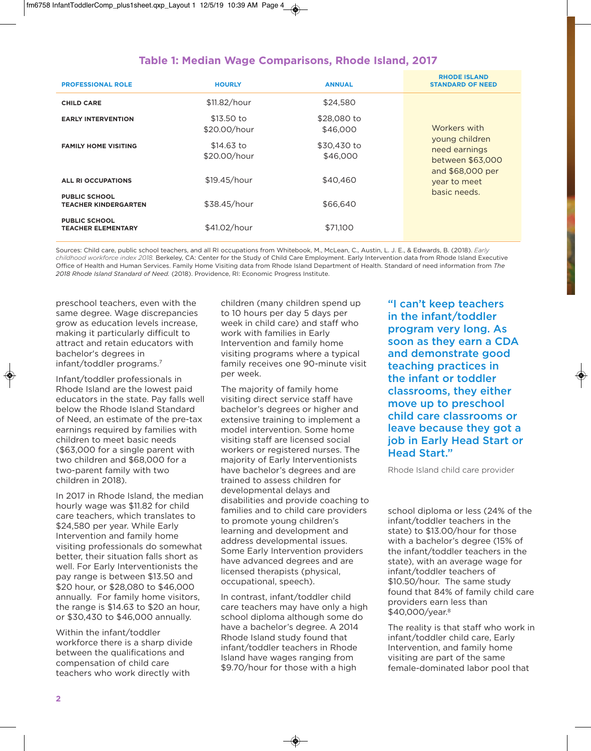## Table 1: Median Wage Comparisons, Rhode Island, 2017

| PROFESSIONAL ROLE | HOURLY | ANNUAL | RHODE ISLAND STANDARD OF NEED |
|---|---|---|---|
| CHILD CARE | $11.82/hour | $24,580 | Workers with young children need earnings between $63,000 and $68,000 per year to meet basic needs. |
| EARLY INTERVENTION | $13.50 to $20.00/hour | $28,080 to $46,000 | |
| FAMILY HOME VISITING | $14.63 to $20.00/hour | $30,430 to $46,000 | |
| ALL RI OCCUPATIONS | $19.45/hour | $40,460 | |
| PUBLIC SCHOOL TEACHER KINDERGARTEN | $38.45/hour | $66,640 | |
| PUBLIC SCHOOL TEACHER ELEMENTARY | $41.02/hour | $71,100 | |

Sources: Child care, public school teachers, and all RI occupations from Whitebook, M., McLean, C., Austin, L. J. E., & Edwards, B. (2018). *Early childhood workforce index 2018.* Berkeley, CA: Center for the Study of Child Care Employment. Early Intervention data from Rhode Island Executive Office of Health and Human Services. Family Home Visiting data from Rhode Island Department of Health. Standard of need information from *The 2018 Rhode Island Standard of Need.* (2018). Providence, RI: Economic Progress Institute.

preschool teachers, even with the same degree. Wage discrepancies grow as education levels increase, making it particularly difficult to attract and retain educators with bachelor's degrees in infant/toddler programs.[7]

Infant/toddler professionals in Rhode Island are the lowest paid educators in the state. Pay falls well below the Rhode Island Standard of Need, an estimate of the pre-tax earnings required by families with children to meet basic needs ($63,000 for a single parent with two children and $68,000 for a two-parent family with two children in 2018).

In 2017 in Rhode Island, the median hourly wage was $11.82 for child care teachers, which translates to $24,580 per year. While Early Intervention and family home visiting professionals do somewhat better, their situation falls short as well. For Early Interventionists the pay range is between $13.50 and $20 hour, or $28,080 to $46,000 annually. For family home visitors, the range is $14.63 to $20 an hour, or $30,430 to $46,000 annually.

Within the infant/toddler workforce there is a sharp divide between the qualifications and compensation of child care teachers who work directly with children (many children spend up to 10 hours per day 5 days per week in child care) and staff who work with families in Early Intervention and family home visiting programs where a typical family receives one 90-minute visit per week.

The majority of family home visiting direct service staff have bachelor's degrees or higher and extensive training to implement a model intervention. Some home visiting staff are licensed social workers or registered nurses. The majority of Early Interventionists have bachelor's degrees and are trained to assess children for developmental delays and disabilities and provide coaching to families and to child care providers to promote young children's learning and development and address developmental issues. Some Early Intervention providers have advanced degrees and are licensed therapists (physical, occupational, speech).

In contrast, infant/toddler child care teachers may have only a high school diploma although some do have a bachelor's degree. A 2014 Rhode Island study found that infant/toddler teachers in Rhode Island have wages ranging from $9.70/hour for those with a high school diploma or less (24% of the infant/toddler teachers in the state) to $13.00/hour for those with a bachelor's degree (15% of the infant/toddler teachers in the state), with an average wage for infant/toddler teachers of $10.50/hour. The same study found that 84% of family child care providers earn less than $40,000/year.[8]

> **"I can't keep teachers in the infant/toddler program very long. As soon as they earn a CDA and demonstrate good teaching practices in the infant or toddler classrooms, they either move up to preschool child care classrooms or leave because they got a job in Early Head Start or Head Start."**
>
> Rhode Island child care provider

The reality is that staff who work in infant/toddler child care, Early Intervention, and family home visiting are part of the same female-dominated labor pool that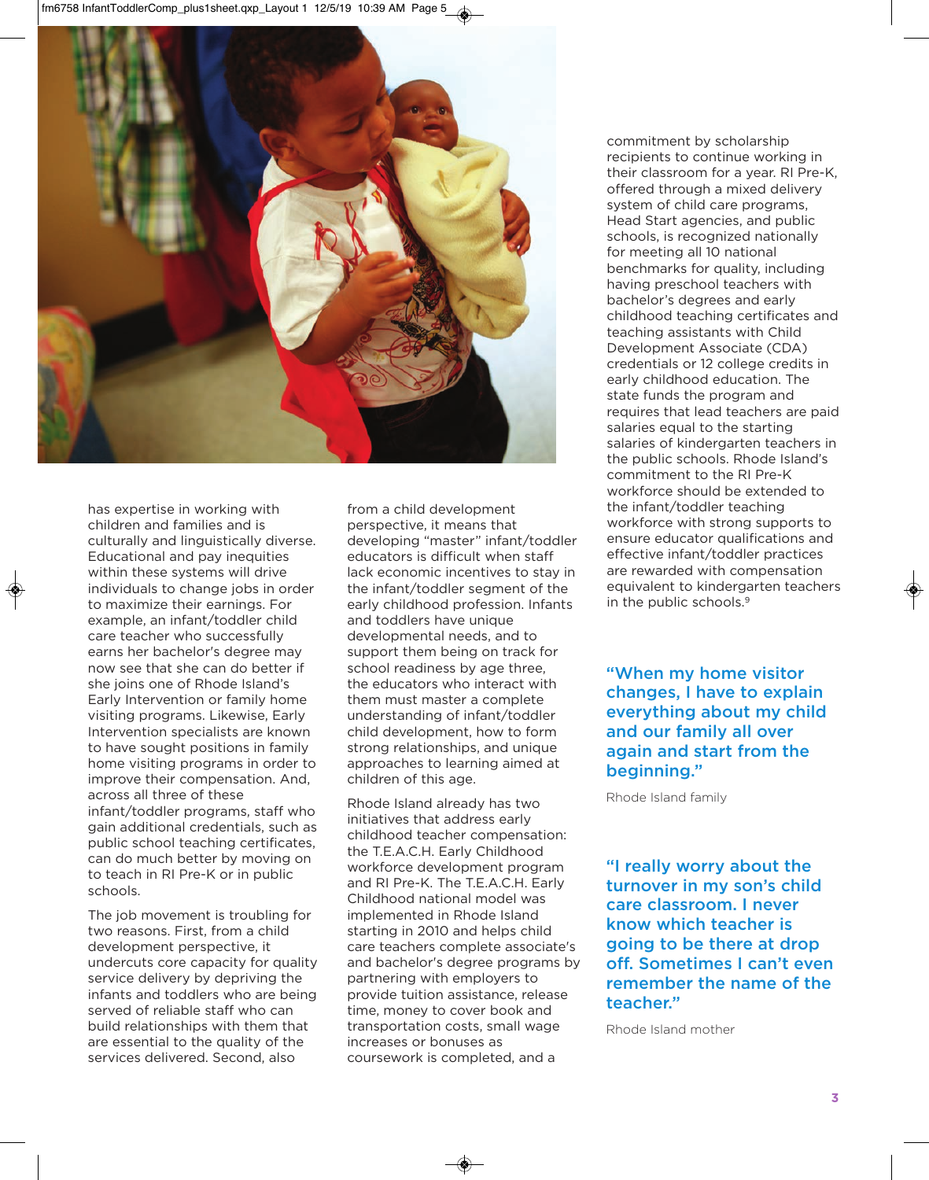has expertise in working with children and families and is culturally and linguistically diverse. Educational and pay inequities within these systems will drive individuals to change jobs in order to maximize their earnings. For example, an infant/toddler child care teacher who successfully earns her bachelor's degree may now see that she can do better if she joins one of Rhode Island's Early Intervention or family home visiting programs. Likewise, Early Intervention specialists are known to have sought positions in family home visiting programs in order to improve their compensation. And, across all three of these infant/toddler programs, staff who gain additional credentials, such as public school teaching certificates, can do much better by moving on to teach in RI Pre-K or in public schools.

The job movement is troubling for two reasons. First, from a child development perspective, it undercuts core capacity for quality service delivery by depriving the infants and toddlers who are being served of reliable staff who can build relationships with them that are essential to the quality of the services delivered. Second, also from a child development perspective, it means that developing "master" infant/toddler educators is difficult when staff lack economic incentives to stay in the infant/toddler segment of the early childhood profession. Infants and toddlers have unique developmental needs, and to support them being on track for school readiness by age three, the educators who interact with them must master a complete understanding of infant/toddler child development, how to form strong relationships, and unique approaches to learning aimed at children of this age.

Rhode Island already has two initiatives that address early childhood teacher compensation: the T.E.A.C.H. Early Childhood workforce development program and RI Pre-K. The T.E.A.C.H. Early Childhood national model was implemented in Rhode Island starting in 2010 and helps child care teachers complete associate's and bachelor's degree programs by partnering with employers to provide tuition assistance, release time, money to cover book and transportation costs, small wage increases or bonuses as coursework is completed, and a commitment by scholarship recipients to continue working in their classroom for a year. RI Pre-K, offered through a mixed delivery system of child care programs, Head Start agencies, and public schools, is recognized nationally for meeting all 10 national benchmarks for quality, including having preschool teachers with bachelor's degrees and early childhood teaching certificates and teaching assistants with Child Development Associate (CDA) credentials or 12 college credits in early childhood education. The state funds the program and requires that lead teachers are paid salaries equal to the starting salaries of kindergarten teachers in the public schools. Rhode Island's commitment to the RI Pre-K workforce should be extended to the infant/toddler teaching workforce with strong supports to ensure educator qualifications and effective infant/toddler practices are rewarded with compensation equivalent to kindergarten teachers in the public schools.[9]

**"When my home visitor changes, I have to explain everything about my child and our family all over again and start from the beginning."**

Rhode Island family

**"I really worry about the turnover in my son's child care classroom. I never know which teacher is going to be there at drop off. Sometimes I can't even remember the name of the teacher."**

Rhode Island mother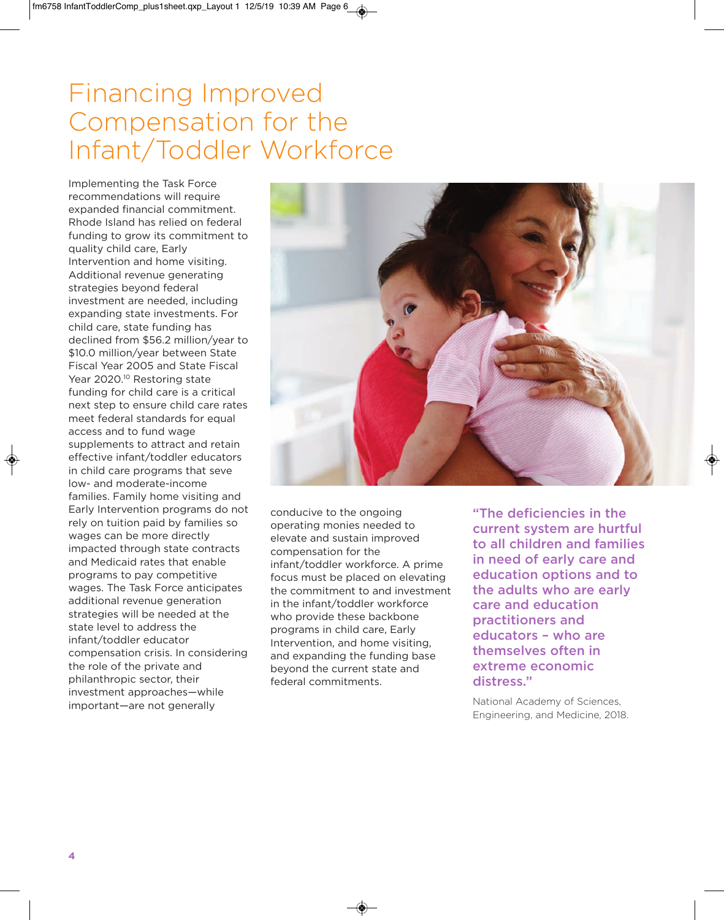# Financing Improved Compensation for the Infant/Toddler Workforce

Implementing the Task Force recommendations will require expanded financial commitment. Rhode Island has relied on federal funding to grow its commitment to quality child care, Early Intervention and home visiting. Additional revenue generating strategies beyond federal investment are needed, including expanding state investments. For child care, state funding has declined from $56.2 million/year to $10.0 million/year between State Fiscal Year 2005 and State Fiscal Year 2020.[10] Restoring state funding for child care is a critical next step to ensure child care rates meet federal standards for equal access and to fund wage supplements to attract and retain effective infant/toddler educators in child care programs that seve low- and moderate-income families. Family home visiting and Early Intervention programs do not rely on tuition paid by families so wages can be more directly impacted through state contracts and Medicaid rates that enable programs to pay competitive wages. The Task Force anticipates additional revenue generation strategies will be needed at the state level to address the infant/toddler educator compensation crisis. In considering the role of the private and philanthropic sector, their investment approaches—while important—are not generally conducive to the ongoing operating monies needed to elevate and sustain improved compensation for the infant/toddler workforce. A prime focus must be placed on elevating the commitment to and investment in the infant/toddler workforce who provide these backbone programs in child care, Early Intervention, and home visiting, and expanding the funding base beyond the current state and federal commitments.

**"The deficiencies in the current system are hurtful to all children and families in need of early care and education options and to the adults who are early care and education practitioners and educators – who are themselves often in extreme economic distress."**

National Academy of Sciences, Engineering, and Medicine, 2018.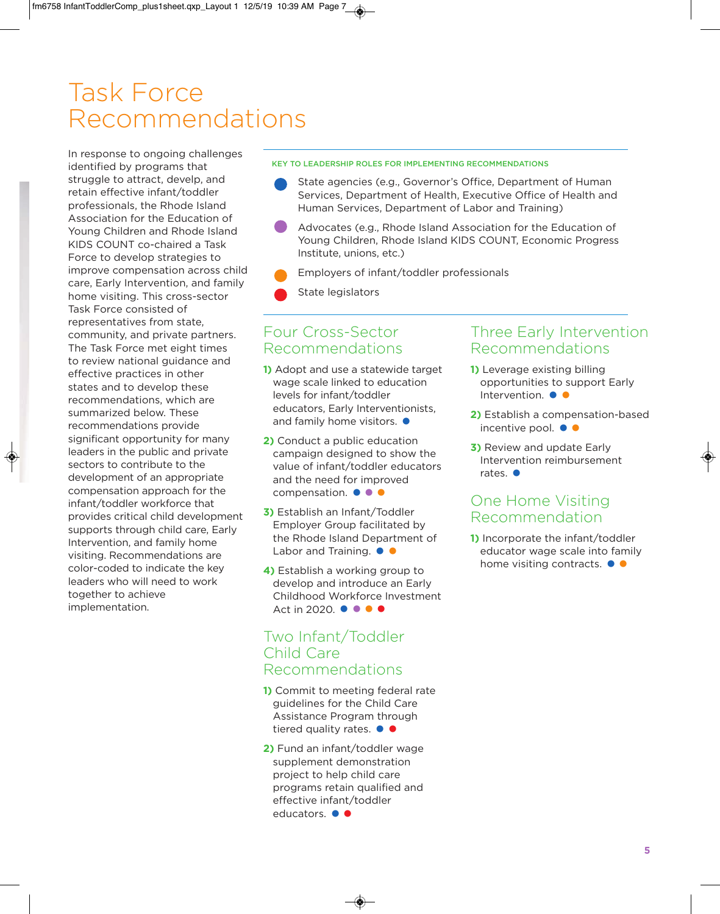# Task Force Recommendations

In response to ongoing challenges identified by programs that struggle to attract, develp, and retain effective infant/toddler professionals, the Rhode Island Association for the Education of Young Children and Rhode Island KIDS COUNT co-chaired a Task Force to develop strategies to improve compensation across child care, Early Intervention, and family home visiting. This cross-sector Task Force consisted of representatives from state, community, and private partners. The Task Force met eight times to review national guidance and effective practices in other states and to develop these recommendations, which are summarized below. These recommendations provide significant opportunity for many leaders in the public and private sectors to contribute to the development of an appropriate compensation approach for the infant/toddler workforce that provides critical child development supports through child care, Early Intervention, and family home visiting. Recommendations are color-coded to indicate the key leaders who will need to work together to achieve implementation.

**KEY TO LEADERSHIP ROLES FOR IMPLEMENTING RECOMMENDATIONS**

- 🔵 State agencies (e.g., Governor's Office, Department of Human Services, Department of Health, Executive Office of Health and Human Services, Department of Labor and Training)
- 🟣 Advocates (e.g., Rhode Island Association for the Education of Young Children, Rhode Island KIDS COUNT, Economic Progress Institute, unions, etc.)
- 🟠 Employers of infant/toddler professionals
- 🔴 State legislators

## Four Cross-Sector Recommendations

**1)** Adopt and use a statewide target wage scale linked to education levels for infant/toddler educators, Early Interventionists, and family home visitors. 🔵

**2)** Conduct a public education campaign designed to show the value of infant/toddler educators and the need for improved compensation. 🔵 🟣 🟠

**3)** Establish an Infant/Toddler Employer Group facilitated by the Rhode Island Department of Labor and Training. 🔵 🟠

**4)** Establish a working group to develop and introduce an Early Childhood Workforce Investment Act in 2020. 🔵 🟣 🟠 🔴

## Two Infant/Toddler Child Care Recommendations

**1)** Commit to meeting federal rate guidelines for the Child Care Assistance Program through tiered quality rates. 🔵 🔴

**2)** Fund an infant/toddler wage supplement demonstration project to help child care programs retain qualified and effective infant/toddler educators. 🔵 🔴

## Three Early Intervention Recommendations

**1)** Leverage existing billing opportunities to support Early Intervention. 🔵 🟠

**2)** Establish a compensation-based incentive pool. 🔵 🟠

**3)** Review and update Early Intervention reimbursement rates. 🔵

## One Home Visiting Recommendation

**1)** Incorporate the infant/toddler educator wage scale into family home visiting contracts. 🔵 🟠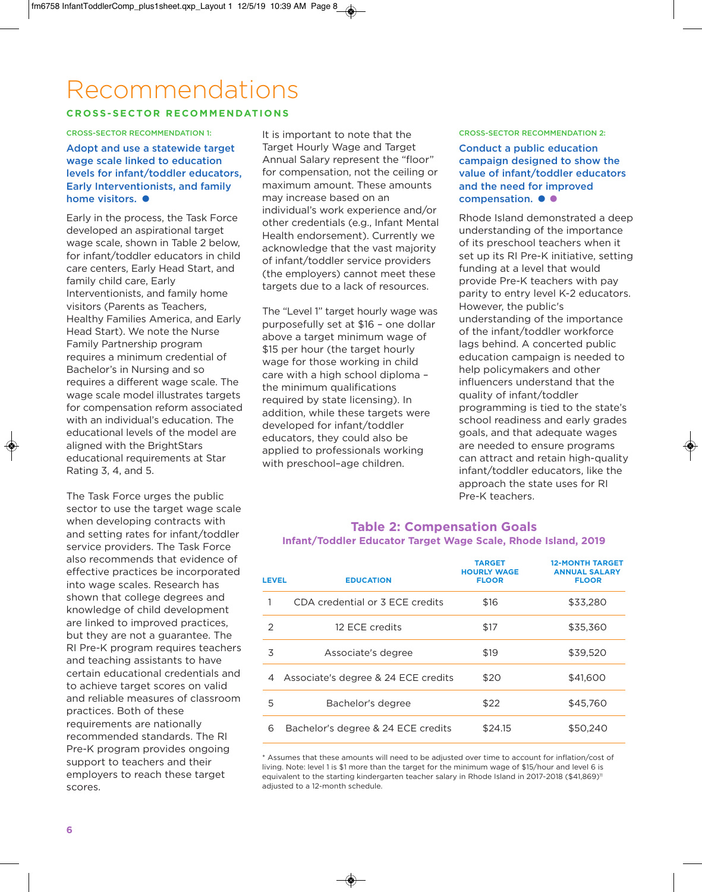# Recommendations

## CROSS-SECTOR RECOMMENDATIONS

CROSS-SECTOR RECOMMENDATION 1:

### Adopt and use a statewide target wage scale linked to education levels for infant/toddler educators, Early Interventionists, and family home visitors. ●

Early in the process, the Task Force developed an aspirational target wage scale, shown in Table 2 below, for infant/toddler educators in child care centers, Early Head Start, and family child care, Early Interventionists, and family home visitors (Parents as Teachers, Healthy Families America, and Early Head Start). We note the Nurse Family Partnership program requires a minimum credential of Bachelor's in Nursing and so requires a different wage scale. The wage scale model illustrates targets for compensation reform associated with an individual's education. The educational levels of the model are aligned with the BrightStars educational requirements at Star Rating 3, 4, and 5.

The Task Force urges the public sector to use the target wage scale when developing contracts with and setting rates for infant/toddler service providers. The Task Force also recommends that evidence of effective practices be incorporated into wage scales. Research has shown that college degrees and knowledge of child development are linked to improved practices, but they are not a guarantee. The RI Pre-K program requires teachers and teaching assistants to have certain educational credentials and to achieve target scores on valid and reliable measures of classroom practices. Both of these requirements are nationally recommended standards. The RI Pre-K program provides ongoing support to teachers and their employers to reach these target scores.

It is important to note that the Target Hourly Wage and Target Annual Salary represent the "floor" for compensation, not the ceiling or maximum amount. These amounts may increase based on an individual's work experience and/or other credentials (e.g., Infant Mental Health endorsement). Currently we acknowledge that the vast majority of infant/toddler service providers (the employers) cannot meet these targets due to a lack of resources.

The "Level 1" target hourly wage was purposefully set at $16 – one dollar above a target minimum wage of $15 per hour (the target hourly wage for those working in child care with a high school diploma – the minimum qualifications required by state licensing). In addition, while these targets were developed for infant/toddler educators, they could also be applied to professionals working with preschool-age children.

CROSS-SECTOR RECOMMENDATION 2:

### Conduct a public education campaign designed to show the value of infant/toddler educators and the need for improved compensation. ● ●

Rhode Island demonstrated a deep understanding of the importance of its preschool teachers when it set up its RI Pre-K initiative, setting funding at a level that would provide Pre-K teachers with pay parity to entry level K-2 educators. However, the public's understanding of the importance of the infant/toddler workforce lags behind. A concerted public education campaign is needed to help policymakers and other influencers understand that the quality of infant/toddler programming is tied to the state's school readiness and early grades goals, and that adequate wages are needed to ensure programs can attract and retain high-quality infant/toddler educators, like the approach the state uses for RI Pre-K teachers.

**Table 2: Compensation Goals**

**Infant/Toddler Educator Target Wage Scale, Rhode Island, 2019**

| LEVEL | EDUCATION | TARGET HOURLY WAGE FLOOR | 12-MONTH TARGET ANNUAL SALARY FLOOR |
|---|---|---|---|
| 1 | CDA credential or 3 ECE credits | $16 | $33,280 |
| 2 | 12 ECE credits | $17 | $35,360 |
| 3 | Associate's degree | $19 | $39,520 |
| 4 | Associate's degree & 24 ECE credits | $20 | $41,600 |
| 5 | Bachelor's degree | $22 | $45,760 |
| 6 | Bachelor's degree & 24 ECE credits | $24.15 | $50,240 |

* Assumes that these amounts will need to be adjusted over time to account for inflation/cost of living. Note: level 1 is $1 more than the target for the minimum wage of $15/hour and level 6 is equivalent to the starting kindergarten teacher salary in Rhode Island in 2017-2018 ($41,869)[11] adjusted to a 12-month schedule.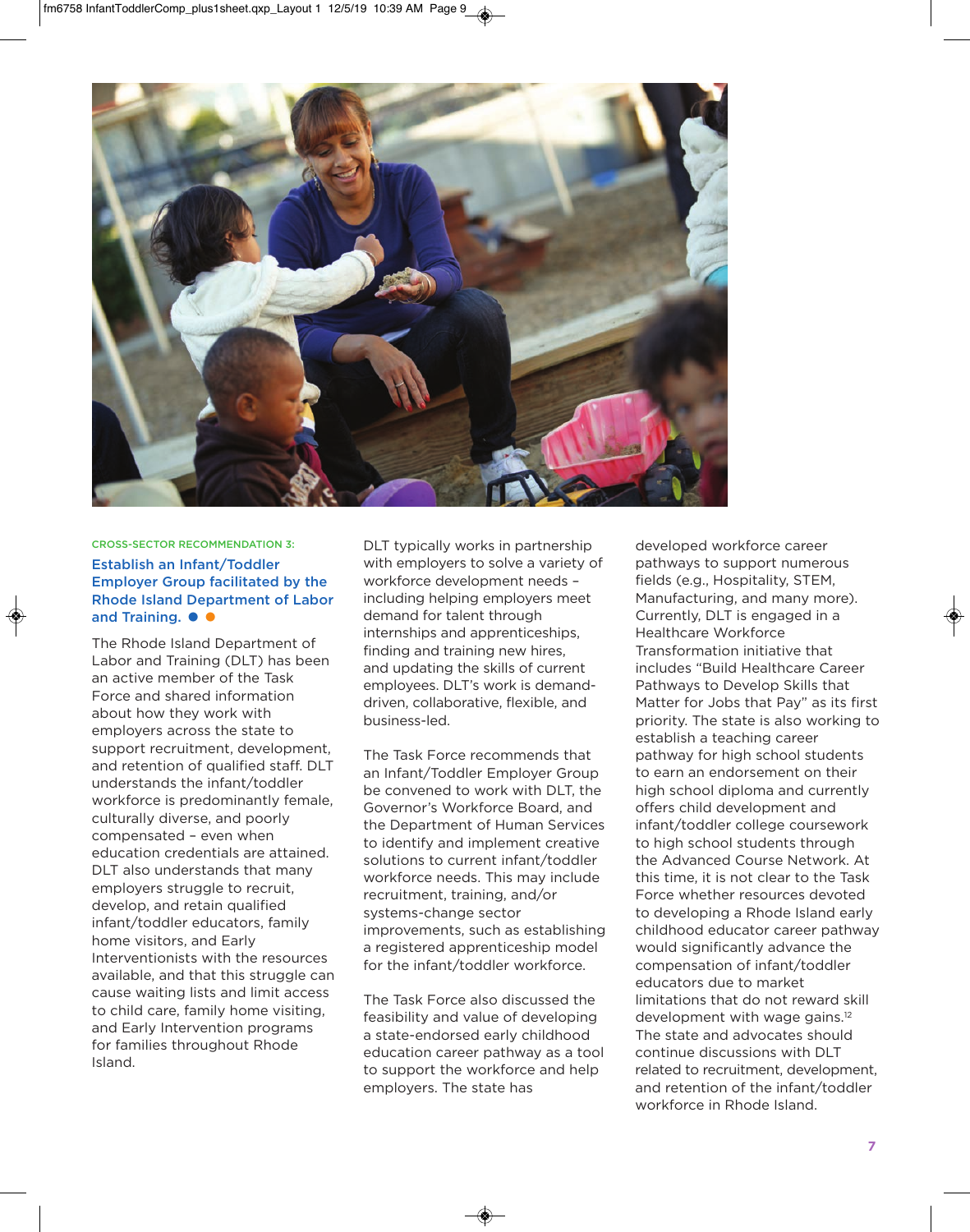CROSS-SECTOR RECOMMENDATION 3:

## Establish an Infant/Toddler Employer Group facilitated by the Rhode Island Department of Labor and Training. ● ●

The Rhode Island Department of Labor and Training (DLT) has been an active member of the Task Force and shared information about how they work with employers across the state to support recruitment, development, and retention of qualified staff. DLT understands the infant/toddler workforce is predominantly female, culturally diverse, and poorly compensated – even when education credentials are attained. DLT also understands that many employers struggle to recruit, develop, and retain qualified infant/toddler educators, family home visitors, and Early Interventionists with the resources available, and that this struggle can cause waiting lists and limit access to child care, family home visiting, and Early Intervention programs for families throughout Rhode Island.

DLT typically works in partnership with employers to solve a variety of workforce development needs – including helping employers meet demand for talent through internships and apprenticeships, finding and training new hires, and updating the skills of current employees. DLT's work is demand-driven, collaborative, flexible, and business-led.

The Task Force recommends that an Infant/Toddler Employer Group be convened to work with DLT, the Governor's Workforce Board, and the Department of Human Services to identify and implement creative solutions to current infant/toddler workforce needs. This may include recruitment, training, and/or systems-change sector improvements, such as establishing a registered apprenticeship model for the infant/toddler workforce.

The Task Force also discussed the feasibility and value of developing a state-endorsed early childhood education career pathway as a tool to support the workforce and help employers. The state has developed workforce career pathways to support numerous fields (e.g., Hospitality, STEM, Manufacturing, and many more). Currently, DLT is engaged in a Healthcare Workforce Transformation initiative that includes "Build Healthcare Career Pathways to Develop Skills that Matter for Jobs that Pay" as its first priority. The state is also working to establish a teaching career pathway for high school students to earn an endorsement on their high school diploma and currently offers child development and infant/toddler college coursework to high school students through the Advanced Course Network. At this time, it is not clear to the Task Force whether resources devoted to developing a Rhode Island early childhood educator career pathway would significantly advance the compensation of infant/toddler educators due to market limitations that do not reward skill development with wage gains.[12] The state and advocates should continue discussions with DLT related to recruitment, development, and retention of the infant/toddler workforce in Rhode Island.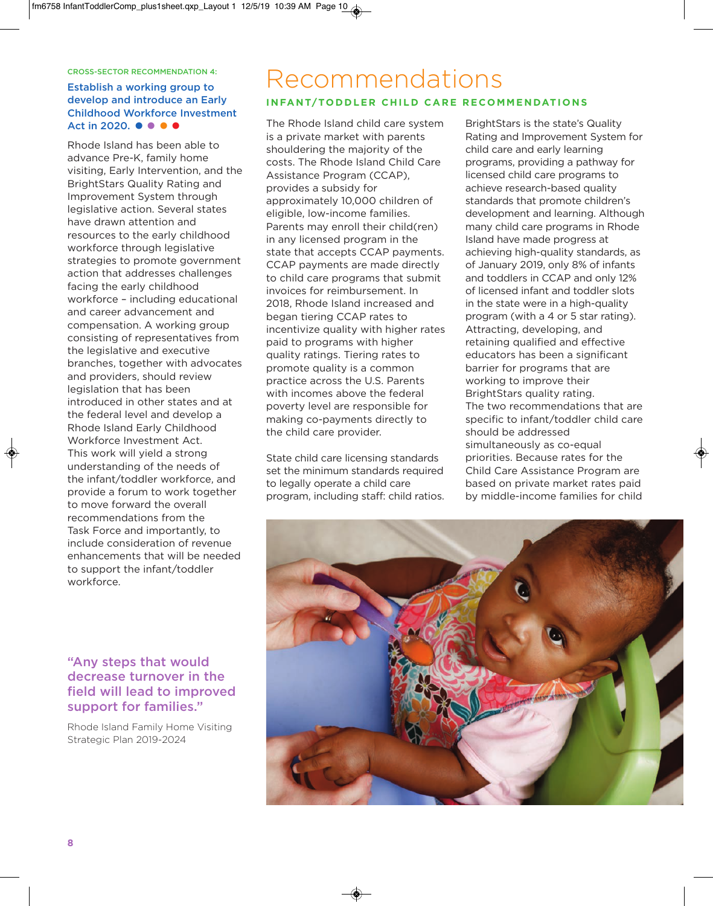CROSS-SECTOR RECOMMENDATION 4:

**Establish a working group to develop and introduce an Early Childhood Workforce Investment Act in 2020.** ● ● ● ●

Rhode Island has been able to advance Pre-K, family home visiting, Early Intervention, and the BrightStars Quality Rating and Improvement System through legislative action. Several states have drawn attention and resources to the early childhood workforce through legislative strategies to promote government action that addresses challenges facing the early childhood workforce – including educational and career advancement and compensation. A working group consisting of representatives from the legislative and executive branches, together with advocates and providers, should review legislation that has been introduced in other states and at the federal level and develop a Rhode Island Early Childhood Workforce Investment Act. This work will yield a strong understanding of the needs of the infant/toddler workforce, and provide a forum to work together to move forward the overall recommendations from the Task Force and importantly, to include consideration of revenue enhancements that will be needed to support the infant/toddler workforce.

> "Any steps that would decrease turnover in the field will lead to improved support for families."
>
> Rhode Island Family Home Visiting Strategic Plan 2019-2024

# Recommendations

## INFANT/TODDLER CHILD CARE RECOMMENDATIONS

The Rhode Island child care system is a private market with parents shouldering the majority of the costs. The Rhode Island Child Care Assistance Program (CCAP), provides a subsidy for approximately 10,000 children of eligible, low-income families. Parents may enroll their child(ren) in any licensed program in the state that accepts CCAP payments. CCAP payments are made directly to child care programs that submit invoices for reimbursement. In 2018, Rhode Island increased and began tiering CCAP rates to incentivize quality with higher rates paid to programs with higher quality ratings. Tiering rates to promote quality is a common practice across the U.S. Parents with incomes above the federal poverty level are responsible for making co-payments directly to the child care provider.

State child care licensing standards set the minimum standards required to legally operate a child care program, including staff: child ratios. BrightStars is the state's Quality Rating and Improvement System for child care and early learning programs, providing a pathway for licensed child care programs to achieve research-based quality standards that promote children's development and learning. Although many child care programs in Rhode Island have made progress at achieving high-quality standards, as of January 2019, only 8% of infants and toddlers in CCAP and only 12% of licensed infant and toddler slots in the state were in a high-quality program (with a 4 or 5 star rating). Attracting, developing, and retaining qualified and effective educators has been a significant barrier for programs that are working to improve their BrightStars quality rating.

The two recommendations that are specific to infant/toddler child care should be addressed simultaneously as co-equal priorities. Because rates for the Child Care Assistance Program are based on private market rates paid by middle-income families for child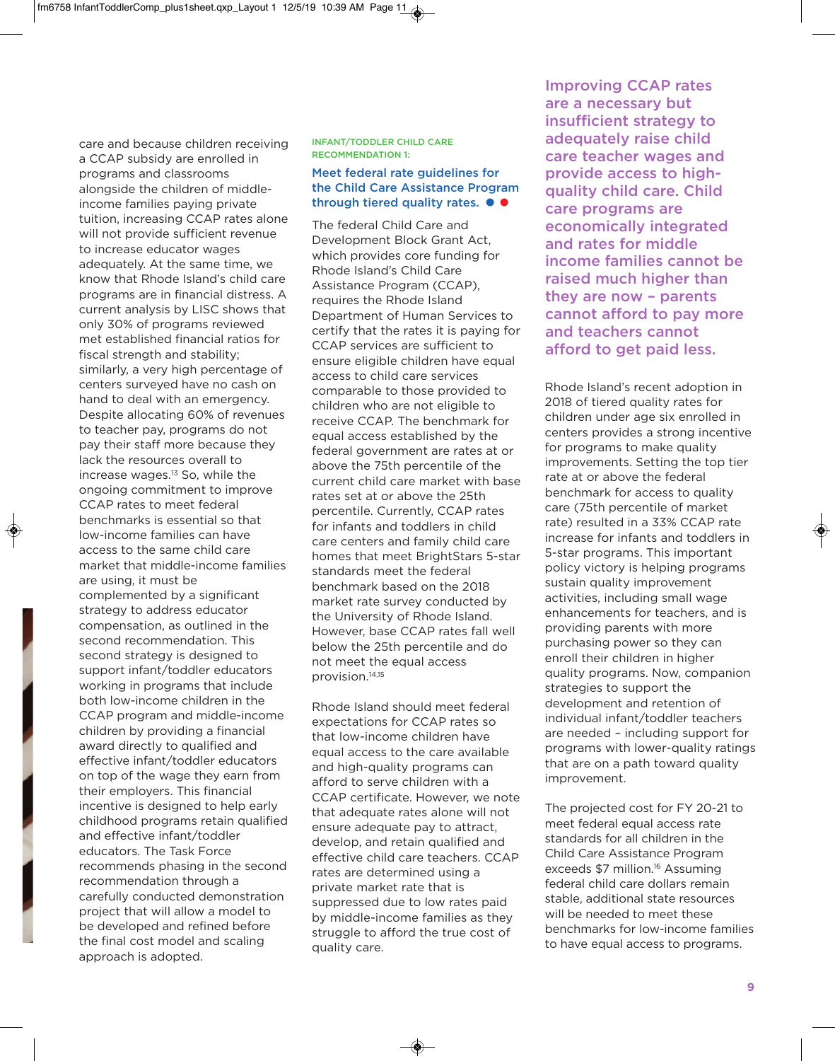care and because children receiving a CCAP subsidy are enrolled in programs and classrooms alongside the children of middle-income families paying private tuition, increasing CCAP rates alone will not provide sufficient revenue to increase educator wages adequately. At the same time, we know that Rhode Island's child care programs are in financial distress. A current analysis by LISC shows that only 30% of programs reviewed met established financial ratios for fiscal strength and stability; similarly, a very high percentage of centers surveyed have no cash on hand to deal with an emergency. Despite allocating 60% of revenues to teacher pay, programs do not pay their staff more because they lack the resources overall to increase wages.[13] So, while the ongoing commitment to improve CCAP rates to meet federal benchmarks is essential so that low-income families can have access to the same child care market that middle-income families are using, it must be complemented by a significant strategy to address educator compensation, as outlined in the second recommendation. This second strategy is designed to support infant/toddler educators working in programs that include both low-income children in the CCAP program and middle-income children by providing a financial award directly to qualified and effective infant/toddler educators on top of the wage they earn from their employers. This financial incentive is designed to help early childhood programs retain qualified and effective infant/toddler educators. The Task Force recommends phasing in the second recommendation through a carefully conducted demonstration project that will allow a model to be developed and refined before the final cost model and scaling approach is adopted.

INFANT/TODDLER CHILD CARE RECOMMENDATION 1:

### Meet federal rate guidelines for the Child Care Assistance Program through tiered quality rates. ● ●

The federal Child Care and Development Block Grant Act, which provides core funding for Rhode Island's Child Care Assistance Program (CCAP), requires the Rhode Island Department of Human Services to certify that the rates it is paying for CCAP services are sufficient to ensure eligible children have equal access to child care services comparable to those provided to children who are not eligible to receive CCAP. The benchmark for equal access established by the federal government are rates at or above the 75th percentile of the current child care market with base rates set at or above the 25th percentile. Currently, CCAP rates for infants and toddlers in child care centers and family child care homes that meet BrightStars 5-star standards meet the federal benchmark based on the 2018 market rate survey conducted by the University of Rhode Island. However, base CCAP rates fall well below the 25th percentile and do not meet the equal access provision.[14,15]

Rhode Island should meet federal expectations for CCAP rates so that low-income children have equal access to the care available and high-quality programs can afford to serve children with a CCAP certificate. However, we note that adequate rates alone will not ensure adequate pay to attract, develop, and retain qualified and effective child care teachers. CCAP rates are determined using a private market rate that is suppressed due to low rates paid by middle-income families as they struggle to afford the true cost of quality care.

**Improving CCAP rates are a necessary but insufficient strategy to adequately raise child care teacher wages and provide access to high-quality child care. Child care programs are economically integrated and rates for middle income families cannot be raised much higher than they are now – parents cannot afford to pay more and teachers cannot afford to get paid less.**

Rhode Island's recent adoption in 2018 of tiered quality rates for children under age six enrolled in centers provides a strong incentive for programs to make quality improvements. Setting the top tier rate at or above the federal benchmark for access to quality care (75th percentile of market rate) resulted in a 33% CCAP rate increase for infants and toddlers in 5-star programs. This important policy victory is helping programs sustain quality improvement activities, including small wage enhancements for teachers, and is providing parents with more purchasing power so they can enroll their children in higher quality programs. Now, companion strategies to support the development and retention of individual infant/toddler teachers are needed – including support for programs with lower-quality ratings that are on a path toward quality improvement.

The projected cost for FY 20-21 to meet federal equal access rate standards for all children in the Child Care Assistance Program exceeds $7 million.[16] Assuming federal child care dollars remain stable, additional state resources will be needed to meet these benchmarks for low-income families to have equal access to programs.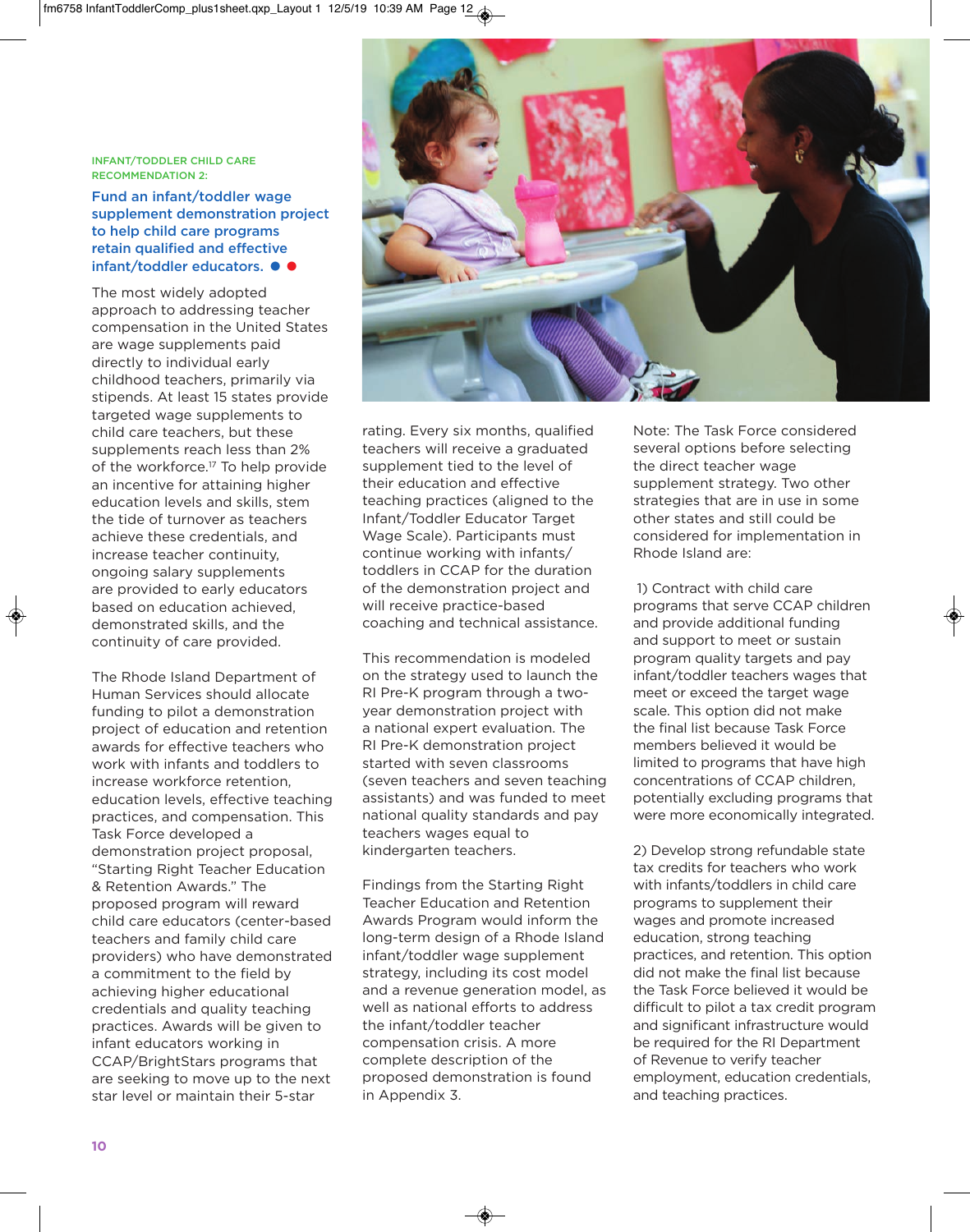INFANT/TODDLER CHILD CARE RECOMMENDATION 2:

## Fund an infant/toddler wage supplement demonstration project to help child care programs retain qualified and effective infant/toddler educators.

The most widely adopted approach to addressing teacher compensation in the United States are wage supplements paid directly to individual early childhood teachers, primarily via stipends. At least 15 states provide targeted wage supplements to child care teachers, but these supplements reach less than 2% of the workforce.[17] To help provide an incentive for attaining higher education levels and skills, stem the tide of turnover as teachers achieve these credentials, and increase teacher continuity, ongoing salary supplements are provided to early educators based on education achieved, demonstrated skills, and the continuity of care provided.

The Rhode Island Department of Human Services should allocate funding to pilot a demonstration project of education and retention awards for effective teachers who work with infants and toddlers to increase workforce retention, education levels, effective teaching practices, and compensation. This Task Force developed a demonstration project proposal, "Starting Right Teacher Education & Retention Awards." The proposed program will reward child care educators (center-based teachers and family child care providers) who have demonstrated a commitment to the field by achieving higher educational credentials and quality teaching practices. Awards will be given to infant educators working in CCAP/BrightStars programs that are seeking to move up to the next star level or maintain their 5-star rating. Every six months, qualified teachers will receive a graduated supplement tied to the level of their education and effective teaching practices (aligned to the Infant/Toddler Educator Target Wage Scale). Participants must continue working with infants/toddlers in CCAP for the duration of the demonstration project and will receive practice-based coaching and technical assistance.

This recommendation is modeled on the strategy used to launch the RI Pre-K program through a two-year demonstration project with a national expert evaluation. The RI Pre-K demonstration project started with seven classrooms (seven teachers and seven teaching assistants) and was funded to meet national quality standards and pay teachers wages equal to kindergarten teachers.

Findings from the Starting Right Teacher Education and Retention Awards Program would inform the long-term design of a Rhode Island infant/toddler wage supplement strategy, including its cost model and a revenue generation model, as well as national efforts to address the infant/toddler teacher compensation crisis. A more complete description of the proposed demonstration is found in Appendix 3.

Note: The Task Force considered several options before selecting the direct teacher wage supplement strategy. Two other strategies that are in use in some other states and still could be considered for implementation in Rhode Island are:

1) Contract with child care programs that serve CCAP children and provide additional funding and support to meet or sustain program quality targets and pay infant/toddler teachers wages that meet or exceed the target wage scale. This option did not make the final list because Task Force members believed it would be limited to programs that have high concentrations of CCAP children, potentially excluding programs that were more economically integrated.

2) Develop strong refundable state tax credits for teachers who work with infants/toddlers in child care programs to supplement their wages and promote increased education, strong teaching practices, and retention. This option did not make the final list because the Task Force believed it would be difficult to pilot a tax credit program and significant infrastructure would be required for the RI Department of Revenue to verify teacher employment, education credentials, and teaching practices.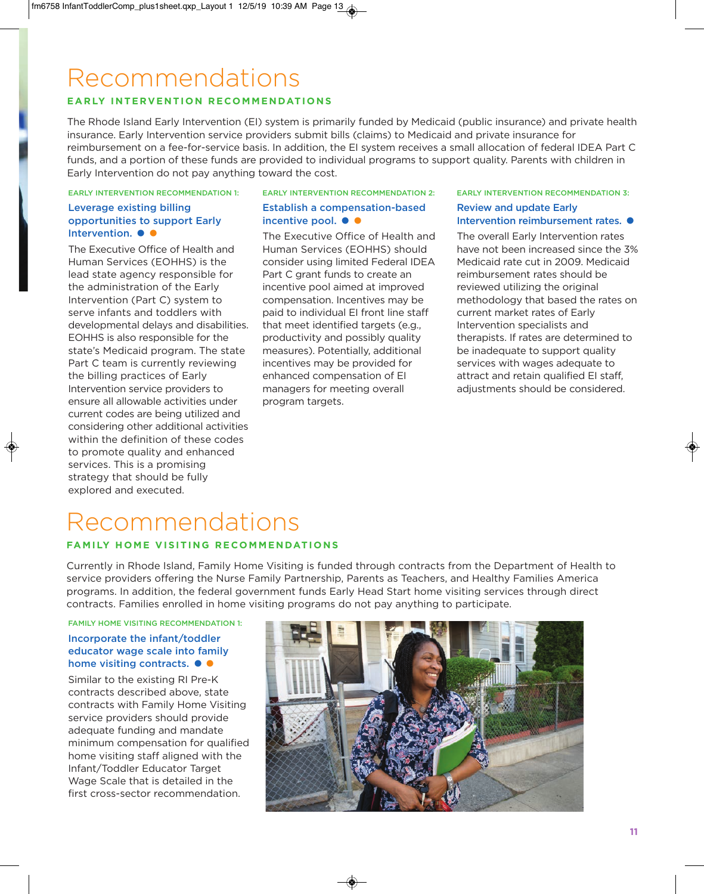# Recommendations

## EARLY INTERVENTION RECOMMENDATIONS

The Rhode Island Early Intervention (EI) system is primarily funded by Medicaid (public insurance) and private health insurance. Early Intervention service providers submit bills (claims) to Medicaid and private insurance for reimbursement on a fee-for-service basis. In addition, the EI system receives a small allocation of federal IDEA Part C funds, and a portion of these funds are provided to individual programs to support quality. Parents with children in Early Intervention do not pay anything toward the cost.

EARLY INTERVENTION RECOMMENDATION 1:

### Leverage existing billing opportunities to support Early Intervention. ● ●

The Executive Office of Health and Human Services (EOHHS) is the lead state agency responsible for the administration of the Early Intervention (Part C) system to serve infants and toddlers with developmental delays and disabilities. EOHHS is also responsible for the state's Medicaid program. The state Part C team is currently reviewing the billing practices of Early Intervention service providers to ensure all allowable activities under current codes are being utilized and considering other additional activities within the definition of these codes to promote quality and enhanced services. This is a promising strategy that should be fully explored and executed.

EARLY INTERVENTION RECOMMENDATION 2:

### Establish a compensation-based incentive pool. ● ●

The Executive Office of Health and Human Services (EOHHS) should consider using limited Federal IDEA Part C grant funds to create an incentive pool aimed at improved compensation. Incentives may be paid to individual EI front line staff that meet identified targets (e.g., productivity and possibly quality measures). Potentially, additional incentives may be provided for enhanced compensation of EI managers for meeting overall program targets.

EARLY INTERVENTION RECOMMENDATION 3:

### Review and update Early Intervention reimbursement rates. ●

The overall Early Intervention rates have not been increased since the 3% Medicaid rate cut in 2009. Medicaid reimbursement rates should be reviewed utilizing the original methodology that based the rates on current market rates of Early Intervention specialists and therapists. If rates are determined to be inadequate to support quality services with wages adequate to attract and retain qualified EI staff, adjustments should be considered.

# Recommendations

## FAMILY HOME VISITING RECOMMENDATIONS

Currently in Rhode Island, Family Home Visiting is funded through contracts from the Department of Health to service providers offering the Nurse Family Partnership, Parents as Teachers, and Healthy Families America programs. In addition, the federal government funds Early Head Start home visiting services through direct contracts. Families enrolled in home visiting programs do not pay anything to participate.

FAMILY HOME VISITING RECOMMENDATION 1:

### Incorporate the infant/toddler educator wage scale into family home visiting contracts. ● ●

Similar to the existing RI Pre-K contracts described above, state contracts with Family Home Visiting service providers should provide adequate funding and mandate minimum compensation for qualified home visiting staff aligned with the Infant/Toddler Educator Target Wage Scale that is detailed in the first cross-sector recommendation.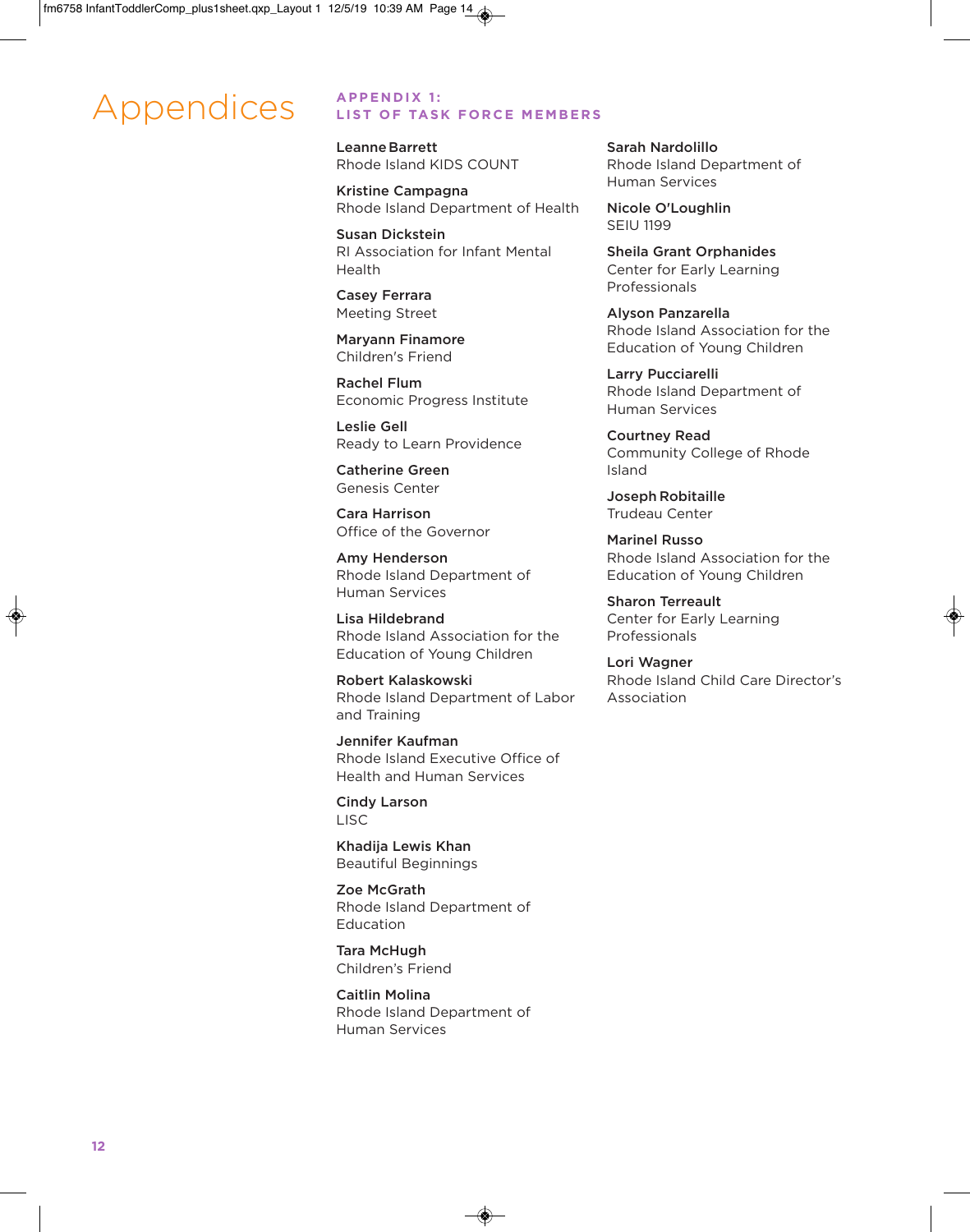# Appendices

## APPENDIX 1: LIST OF TASK FORCE MEMBERS

**Leanne Barrett**
Rhode Island KIDS COUNT

**Kristine Campagna**
Rhode Island Department of Health

**Susan Dickstein**
RI Association for Infant Mental Health

**Casey Ferrara**
Meeting Street

**Maryann Finamore**
Children's Friend

**Rachel Flum**
Economic Progress Institute

**Leslie Gell**
Ready to Learn Providence

**Catherine Green**
Genesis Center

**Cara Harrison**
Office of the Governor

**Amy Henderson**
Rhode Island Department of Human Services

**Lisa Hildebrand**
Rhode Island Association for the Education of Young Children

**Robert Kalaskowski**
Rhode Island Department of Labor and Training

**Jennifer Kaufman**
Rhode Island Executive Office of Health and Human Services

**Cindy Larson**
LISC

**Khadija Lewis Khan**
Beautiful Beginnings

**Zoe McGrath**
Rhode Island Department of Education

**Tara McHugh**
Children's Friend

**Caitlin Molina**
Rhode Island Department of Human Services

**Sarah Nardolillo**
Rhode Island Department of Human Services

**Nicole O'Loughlin**
SEIU 1199

**Sheila Grant Orphanides**
Center for Early Learning Professionals

**Alyson Panzarella**
Rhode Island Association for the Education of Young Children

**Larry Pucciarelli**
Rhode Island Department of Human Services

**Courtney Read**
Community College of Rhode Island

**Joseph Robitaille**
Trudeau Center

**Marinel Russo**
Rhode Island Association for the Education of Young Children

**Sharon Terreault**
Center for Early Learning Professionals

**Lori Wagner**
Rhode Island Child Care Director's Association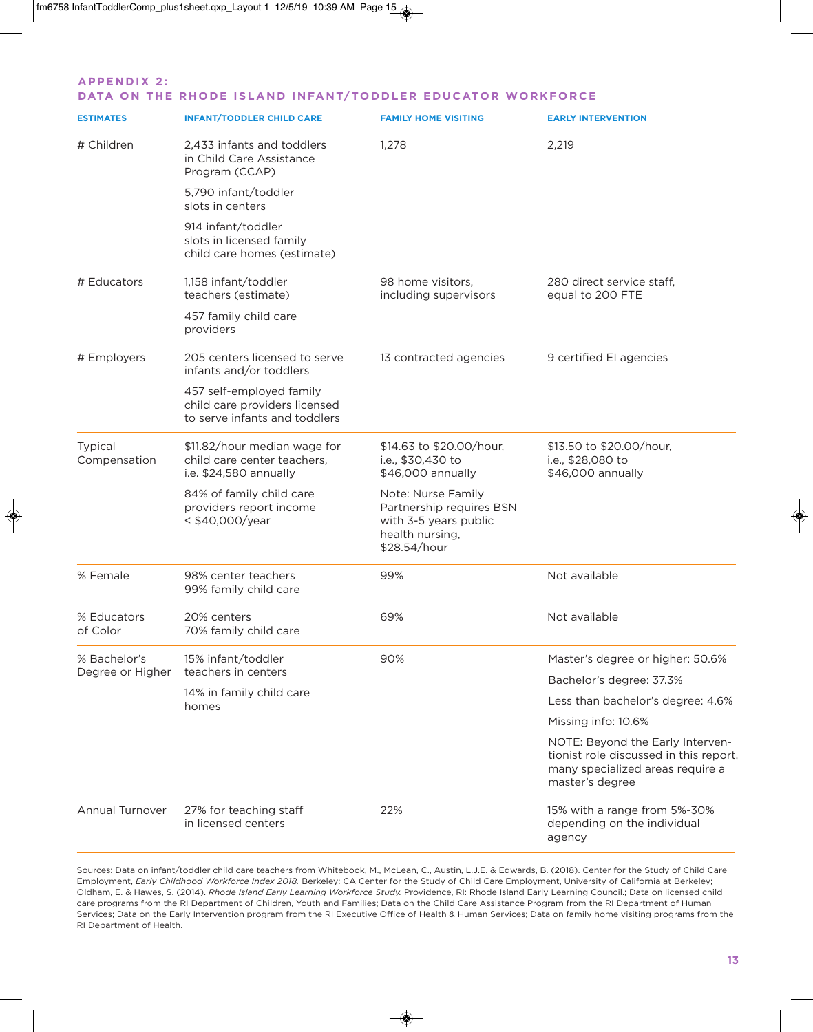## APPENDIX 2: DATA ON THE RHODE ISLAND INFANT/TODDLER EDUCATOR WORKFORCE

| ESTIMATES | INFANT/TODDLER CHILD CARE | FAMILY HOME VISITING | EARLY INTERVENTION |
|---|---|---|---|
| # Children | 2,433 infants and toddlers in Child Care Assistance Program (CCAP)<br><br>5,790 infant/toddler slots in centers<br><br>914 infant/toddler slots in licensed family child care homes (estimate) | 1,278 | 2,219 |
| # Educators | 1,158 infant/toddler teachers (estimate)<br><br>457 family child care providers | 98 home visitors, including supervisors | 280 direct service staff, equal to 200 FTE |
| # Employers | 205 centers licensed to serve infants and/or toddlers<br><br>457 self-employed family child care providers licensed to serve infants and toddlers | 13 contracted agencies | 9 certified EI agencies |
| Typical Compensation | $11.82/hour median wage for child care center teachers, i.e. $24,580 annually<br><br>84% of family child care providers report income < $40,000/year | $14.63 to $20.00/hour, i.e., $30,430 to $46,000 annually<br><br>Note: Nurse Family Partnership requires BSN with 3-5 years public health nursing, $28.54/hour | $13.50 to $20.00/hour, i.e., $28,080 to $46,000 annually |
| % Female | 98% center teachers<br>99% family child care | 99% | Not available |
| % Educators of Color | 20% centers<br>70% family child care | 69% | Not available |
| % Bachelor's Degree or Higher | 15% infant/toddler teachers in centers<br><br>14% in family child care homes | 90% | Master's degree or higher: 50.6%<br><br>Bachelor's degree: 37.3%<br><br>Less than bachelor's degree: 4.6%<br><br>Missing info: 10.6%<br><br>NOTE: Beyond the Early Interventionist role discussed in this report, many specialized areas require a master's degree |
| Annual Turnover | 27% for teaching staff in licensed centers | 22% | 15% with a range from 5%-30% depending on the individual agency |

Sources: Data on infant/toddler child care teachers from Whitebook, M., McLean, C., Austin, L.J.E. & Edwards, B. (2018). Center for the Study of Child Care Employment, *Early Childhood Workforce Index 2018.* Berkeley: CA Center for the Study of Child Care Employment, University of California at Berkeley; Oldham, E. & Hawes, S. (2014). *Rhode Island Early Learning Workforce Study.* Providence, RI: Rhode Island Early Learning Council.; Data on licensed child care programs from the RI Department of Children, Youth and Families; Data on the Child Care Assistance Program from the RI Department of Human Services; Data on the Early Intervention program from the RI Executive Office of Health & Human Services; Data on family home visiting programs from the RI Department of Health.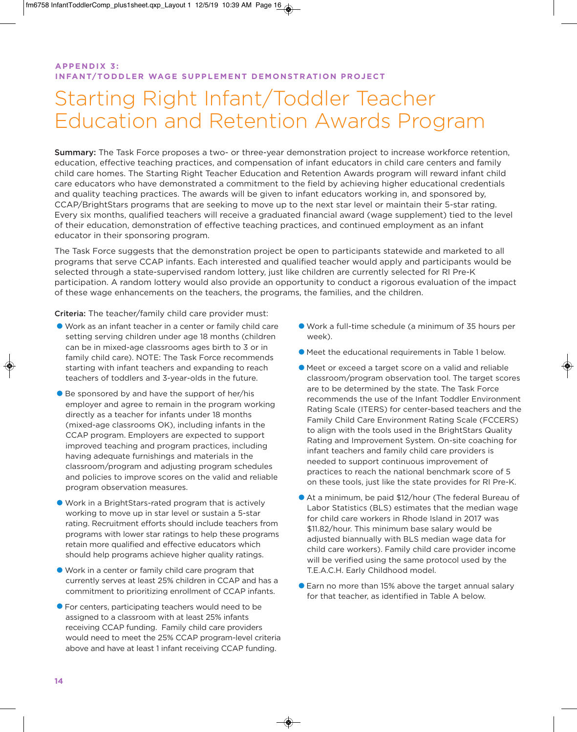APPENDIX 3:
INFANT/TODDLER WAGE SUPPLEMENT DEMONSTRATION PROJECT

# Starting Right Infant/Toddler Teacher Education and Retention Awards Program

**Summary:** The Task Force proposes a two- or three-year demonstration project to increase workforce retention, education, effective teaching practices, and compensation of infant educators in child care centers and family child care homes. The Starting Right Teacher Education and Retention Awards program will reward infant child care educators who have demonstrated a commitment to the field by achieving higher educational credentials and quality teaching practices. The awards will be given to infant educators working in, and sponsored by, CCAP/BrightStars programs that are seeking to move up to the next star level or maintain their 5-star rating. Every six months, qualified teachers will receive a graduated financial award (wage supplement) tied to the level of their education, demonstration of effective teaching practices, and continued employment as an infant educator in their sponsoring program.

The Task Force suggests that the demonstration project be open to participants statewide and marketed to all programs that serve CCAP infants. Each interested and qualified teacher would apply and participants would be selected through a state-supervised random lottery, just like children are currently selected for RI Pre-K participation. A random lottery would also provide an opportunity to conduct a rigorous evaluation of the impact of these wage enhancements on the teachers, the programs, the families, and the children.

**Criteria:** The teacher/family child care provider must:

- Work as an infant teacher in a center or family child care setting serving children under age 18 months (children can be in mixed-age classrooms ages birth to 3 or in family child care). NOTE: The Task Force recommends starting with infant teachers and expanding to reach teachers of toddlers and 3-year-olds in the future.
- Be sponsored by and have the support of her/his employer and agree to remain in the program working directly as a teacher for infants under 18 months (mixed-age classrooms OK), including infants in the CCAP program. Employers are expected to support improved teaching and program practices, including having adequate furnishings and materials in the classroom/program and adjusting program schedules and policies to improve scores on the valid and reliable program observation measures.
- Work in a BrightStars-rated program that is actively working to move up in star level or sustain a 5-star rating. Recruitment efforts should include teachers from programs with lower star ratings to help these programs retain more qualified and effective educators which should help programs achieve higher quality ratings.
- Work in a center or family child care program that currently serves at least 25% children in CCAP and has a commitment to prioritizing enrollment of CCAP infants.
- For centers, participating teachers would need to be assigned to a classroom with at least 25% infants receiving CCAP funding. Family child care providers would need to meet the 25% CCAP program-level criteria above and have at least 1 infant receiving CCAP funding.
- Work a full-time schedule (a minimum of 35 hours per week).
- Meet the educational requirements in Table 1 below.
- Meet or exceed a target score on a valid and reliable classroom/program observation tool. The target scores are to be determined by the state. The Task Force recommends the use of the Infant Toddler Environment Rating Scale (ITERS) for center-based teachers and the Family Child Care Environment Rating Scale (FCCERS) to align with the tools used in the BrightStars Quality Rating and Improvement System. On-site coaching for infant teachers and family child care providers is needed to support continuous improvement of practices to reach the national benchmark score of 5 on these tools, just like the state provides for RI Pre-K.
- At a minimum, be paid $12/hour (The federal Bureau of Labor Statistics (BLS) estimates that the median wage for child care workers in Rhode Island in 2017 was $11.82/hour. This minimum base salary would be adjusted biannually with BLS median wage data for child care workers). Family child care provider income will be verified using the same protocol used by the T.E.A.C.H. Early Childhood model.
- Earn no more than 15% above the target annual salary for that teacher, as identified in Table A below.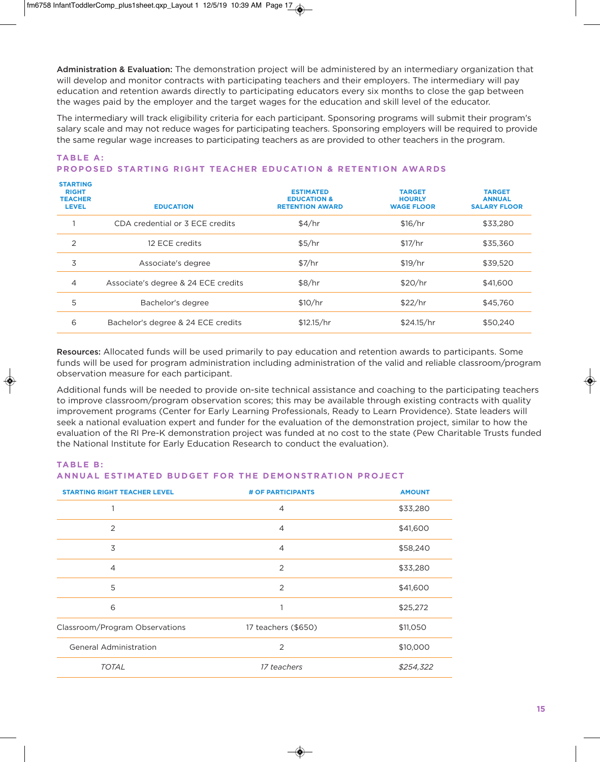**Administration & Evaluation:** The demonstration project will be administered by an intermediary organization that will develop and monitor contracts with participating teachers and their employers. The intermediary will pay education and retention awards directly to participating educators every six months to close the gap between the wages paid by the employer and the target wages for the education and skill level of the educator.

The intermediary will track eligibility criteria for each participant. Sponsoring programs will submit their program's salary scale and may not reduce wages for participating teachers. Sponsoring employers will be required to provide the same regular wage increases to participating teachers as are provided to other teachers in the program.

### TABLE A: PROPOSED STARTING RIGHT TEACHER EDUCATION & RETENTION AWARDS

| STARTING RIGHT TEACHER LEVEL | EDUCATION | ESTIMATED EDUCATION & RETENTION AWARD | TARGET HOURLY WAGE FLOOR | TARGET ANNUAL SALARY FLOOR |
|---|---|---|---|---|
| 1 | CDA credential or 3 ECE credits | $4/hr | $16/hr | $33,280 |
| 2 | 12 ECE credits | $5/hr | $17/hr | $35,360 |
| 3 | Associate's degree | $7/hr | $19/hr | $39,520 |
| 4 | Associate's degree & 24 ECE credits | $8/hr | $20/hr | $41,600 |
| 5 | Bachelor's degree | $10/hr | $22/hr | $45,760 |
| 6 | Bachelor's degree & 24 ECE credits | $12.15/hr | $24.15/hr | $50,240 |

**Resources:** Allocated funds will be used primarily to pay education and retention awards to participants. Some funds will be used for program administration including administration of the valid and reliable classroom/program observation measure for each participant.

Additional funds will be needed to provide on-site technical assistance and coaching to the participating teachers to improve classroom/program observation scores; this may be available through existing contracts with quality improvement programs (Center for Early Learning Professionals, Ready to Learn Providence). State leaders will seek a national evaluation expert and funder for the evaluation of the demonstration project, similar to how the evaluation of the RI Pre-K demonstration project was funded at no cost to the state (Pew Charitable Trusts funded the National Institute for Early Education Research to conduct the evaluation).

### TABLE B: ANNUAL ESTIMATED BUDGET FOR THE DEMONSTRATION PROJECT

| STARTING RIGHT TEACHER LEVEL | # OF PARTICIPANTS | AMOUNT |
|---|---|---|
| 1 | 4 | $33,280 |
| 2 | 4 | $41,600 |
| 3 | 4 | $58,240 |
| 4 | 2 | $33,280 |
| 5 | 2 | $41,600 |
| 6 | 1 | $25,272 |
| Classroom/Program Observations | 17 teachers ($650) | $11,050 |
| General Administration | 2 | $10,000 |
| *TOTAL* | *17 teachers* | *$254,322* |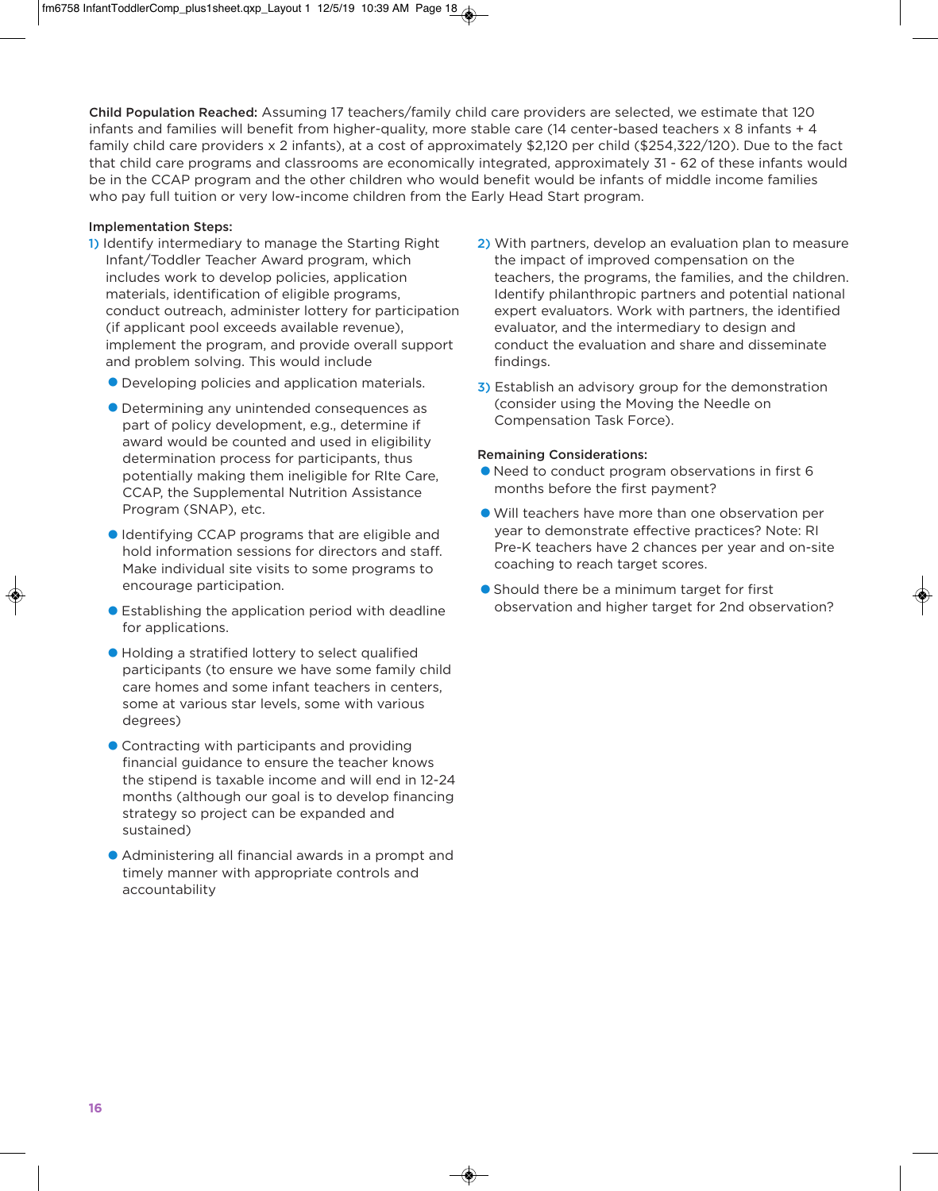**Child Population Reached:** Assuming 17 teachers/family child care providers are selected, we estimate that 120 infants and families will benefit from higher-quality, more stable care (14 center-based teachers x 8 infants + 4 family child care providers x 2 infants), at a cost of approximately $2,120 per child ($254,322/120). Due to the fact that child care programs and classrooms are economically integrated, approximately 31 - 62 of these infants would be in the CCAP program and the other children who would benefit would be infants of middle income families who pay full tuition or very low-income children from the Early Head Start program.

**Implementation Steps:**

1) Identify intermediary to manage the Starting Right Infant/Toddler Teacher Award program, which includes work to develop policies, application materials, identification of eligible programs, conduct outreach, administer lottery for participation (if applicant pool exceeds available revenue), implement the program, and provide overall support and problem solving. This would include
   - Developing policies and application materials.
   - Determining any unintended consequences as part of policy development, e.g., determine if award would be counted and used in eligibility determination process for participants, thus potentially making them ineligible for RIte Care, CCAP, the Supplemental Nutrition Assistance Program (SNAP), etc.
   - Identifying CCAP programs that are eligible and hold information sessions for directors and staff. Make individual site visits to some programs to encourage participation.
   - Establishing the application period with deadline for applications.
   - Holding a stratified lottery to select qualified participants (to ensure we have some family child care homes and some infant teachers in centers, some at various star levels, some with various degrees)
   - Contracting with participants and providing financial guidance to ensure the teacher knows the stipend is taxable income and will end in 12-24 months (although our goal is to develop financing strategy so project can be expanded and sustained)
   - Administering all financial awards in a prompt and timely manner with appropriate controls and accountability

2) With partners, develop an evaluation plan to measure the impact of improved compensation on the teachers, the programs, the families, and the children. Identify philanthropic partners and potential national expert evaluators. Work with partners, the identified evaluator, and the intermediary to design and conduct the evaluation and share and disseminate findings.

3) Establish an advisory group for the demonstration (consider using the Moving the Needle on Compensation Task Force).

**Remaining Considerations:**

- Need to conduct program observations in first 6 months before the first payment?
- Will teachers have more than one observation per year to demonstrate effective practices? Note: RI Pre-K teachers have 2 chances per year and on-site coaching to reach target scores.
- Should there be a minimum target for first observation and higher target for 2nd observation?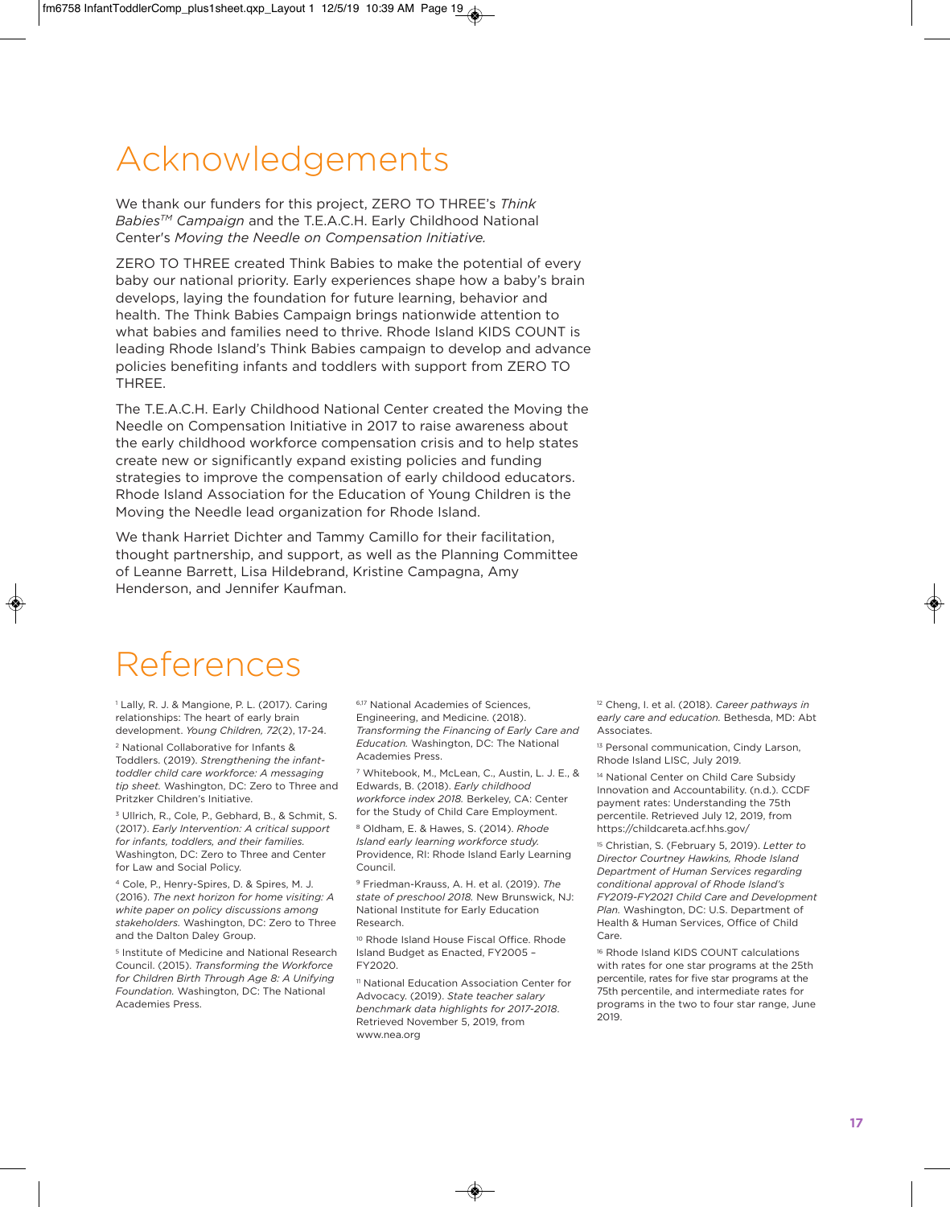# Acknowledgements

We thank our funders for this project, ZERO TO THREE's *Think Babies*[TM] *Campaign* and the T.E.A.C.H. Early Childhood National Center's *Moving the Needle on Compensation Initiative*.

ZERO TO THREE created Think Babies to make the potential of every baby our national priority. Early experiences shape how a baby's brain develops, laying the foundation for future learning, behavior and health. The Think Babies Campaign brings nationwide attention to what babies and families need to thrive. Rhode Island KIDS COUNT is leading Rhode Island's Think Babies campaign to develop and advance policies benefiting infants and toddlers with support from ZERO TO THREE.

The T.E.A.C.H. Early Childhood National Center created the Moving the Needle on Compensation Initiative in 2017 to raise awareness about the early childhood workforce compensation crisis and to help states create new or significantly expand existing policies and funding strategies to improve the compensation of early childood educators. Rhode Island Association for the Education of Young Children is the Moving the Needle lead organization for Rhode Island.

We thank Harriet Dichter and Tammy Camillo for their facilitation, thought partnership, and support, as well as the Planning Committee of Leanne Barrett, Lisa Hildebrand, Kristine Campagna, Amy Henderson, and Jennifer Kaufman.

# References

[1] Lally, R. J. & Mangione, P. L. (2017). Caring relationships: The heart of early brain development. *Young Children, 72*(2), 17-24.

[2] National Collaborative for Infants & Toddlers. (2019). *Strengthening the infant-toddler child care workforce: A messaging tip sheet.* Washington, DC: Zero to Three and Pritzker Children's Initiative.

[3] Ullrich, R., Cole, P., Gebhard, B., & Schmit, S. (2017). *Early Intervention: A critical support for infants, toddlers, and their families.* Washington, DC: Zero to Three and Center for Law and Social Policy.

[4] Cole, P., Henry-Spires, D. & Spires, M. J. (2016). *The next horizon for home visiting: A white paper on policy discussions among stakeholders.* Washington, DC: Zero to Three and the Dalton Daley Group.

[5] Institute of Medicine and National Research Council. (2015). *Transforming the Workforce for Children Birth Through Age 8: A Unifying Foundation.* Washington, DC: The National Academies Press.

[6,17] National Academies of Sciences, Engineering, and Medicine. (2018). *Transforming the Financing of Early Care and Education.* Washington, DC: The National Academies Press.

[7] Whitebook, M., McLean, C., Austin, L. J. E., & Edwards, B. (2018). *Early childhood workforce index 2018.* Berkeley, CA: Center for the Study of Child Care Employment.

[8] Oldham, E. & Hawes, S. (2014). *Rhode Island early learning workforce study.* Providence, RI: Rhode Island Early Learning Council.

[9] Friedman-Krauss, A. H. et al. (2019). *The state of preschool 2018.* New Brunswick, NJ: National Institute for Early Education Research.

[10] Rhode Island House Fiscal Office. Rhode Island Budget as Enacted, FY2005 – FY2020.

[11] National Education Association Center for Advocacy. (2019). *State teacher salary benchmark data highlights for 2017-2018*. Retrieved November 5, 2019, from www.nea.org

[12] Cheng, I. et al. (2018). *Career pathways in early care and education.* Bethesda, MD: Abt Associates.

[13] Personal communication, Cindy Larson, Rhode Island LISC, July 2019.

[14] National Center on Child Care Subsidy Innovation and Accountability. (n.d.). CCDF payment rates: Understanding the 75th percentile. Retrieved July 12, 2019, from https://childcareta.acf.hhs.gov/

[15] Christian, S. (February 5, 2019). *Letter to Director Courtney Hawkins, Rhode Island Department of Human Services regarding conditional approval of Rhode Island's FY2019-FY2021 Child Care and Development Plan.* Washington, DC: U.S. Department of Health & Human Services, Office of Child Care.

[16] Rhode Island KIDS COUNT calculations with rates for one star programs at the 25th percentile, rates for five star programs at the 75th percentile, and intermediate rates for programs in the two to four star range, June 2019.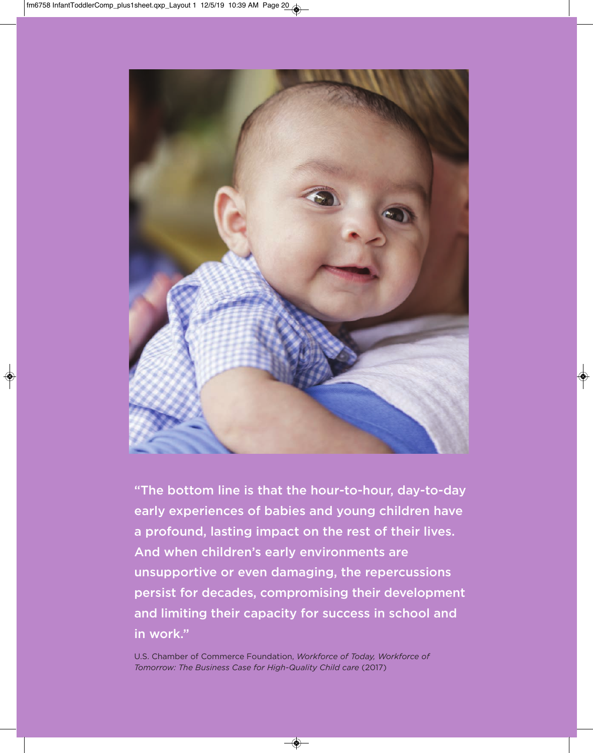"The bottom line is that the hour-to-hour, day-to-day early experiences of babies and young children have a profound, lasting impact on the rest of their lives. And when children's early environments are unsupportive or even damaging, the repercussions persist for decades, compromising their development and limiting their capacity for success in school and in work."

U.S. Chamber of Commerce Foundation, *Workforce of Today, Workforce of Tomorrow: The Business Case for High-Quality Child care* (2017)